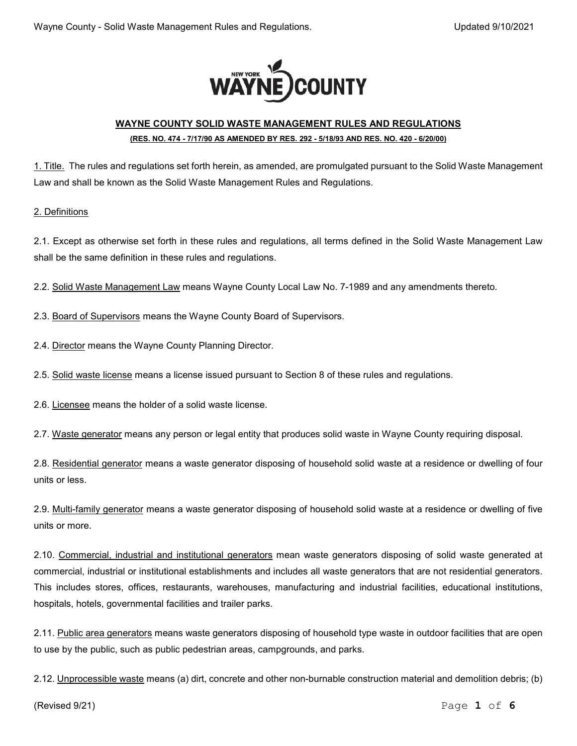## WAYNE COUNTY SOLID WASTE MANAGEMENT RULES AND REGULATIONS

**(RES. NO. 474 - 7/17/90 AS AMENDED BY RES. 292 - 5/18/93 AND RES. NO. 420 - 6/20/00)**

1. Title. The rules and regulations set forth herein, as amended, are promulgated pursuant to the Solid Waste Management Law and shall be known as the Solid Waste Management Rules and Regulations.

2. Definitions

2.1. Except as otherwise set forth in these rules and regulations, all terms defined in the Solid Waste Management Law shall be the same definition in these rules and regulations.

2.2. Solid Waste Management Law means Wayne County Local Law No. 7-1989 and any amendments thereto.

2.3. Board of Supervisors means the Wayne County Board of Supervisors.

2.4. Director means the Wayne County Planning Director.

2.5. Solid waste license means a license issued pursuant to Section 8 of these rules and regulations.

2.6. Licensee means the holder of a solid waste license.

2.7. Waste generator means any person or legal entity that produces solid waste in Wayne County requiring disposal.

2.8. Residential generator means a waste generator disposing of household solid waste at a residence or dwelling of four units or less.

2.9. Multi-family generator means a waste generator disposing of household solid waste at a residence or dwelling of five units or more.

2.10. Commercial, industrial and institutional generators mean waste generators disposing of solid waste generated at commercial, industrial or institutional establishments and includes all waste generators that are not residential generators. This includes stores, offices, restaurants, warehouses, manufacturing and industrial facilities, educational institutions, hospitals, hotels, governmental facilities and trailer parks.

2.11. Public area generators means waste generators disposing of household type waste in outdoor facilities that are open to use by the public, such as public pedestrian areas, campgrounds, and parks.

2.12. Unprocessible waste means (a) dirt, concrete and other non-burnable construction material and demolition debris; (b)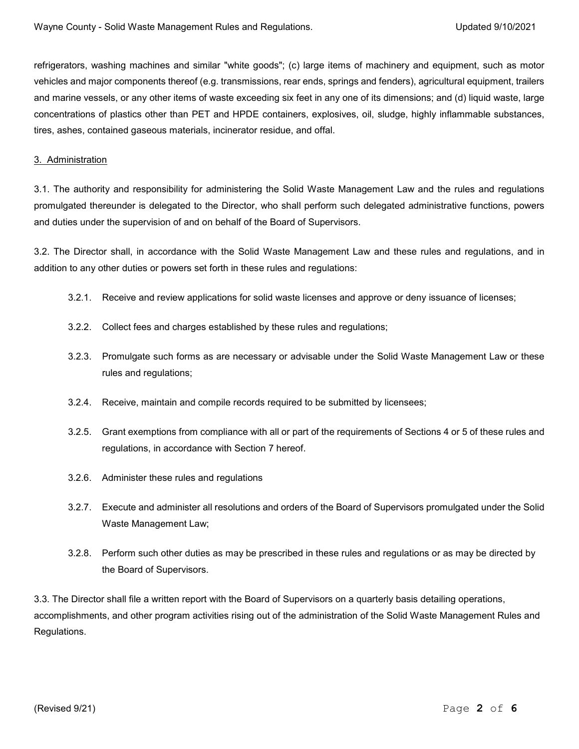refrigerators, washing machines and similar "white goods"; (c) large items of machinery and equipment, such as motor vehicles and major components thereof (e.g. transmissions, rear ends, springs and fenders), agricultural equipment, trailers and marine vessels, or any other items of waste exceeding six feet in any one of its dimensions; and (d) liquid waste, large concentrations of plastics other than PET and HPDE containers, explosives, oil, sludge, highly inflammable substances, tires, ashes, contained gaseous materials, incinerator residue, and offal.

3. Administration

3.1. The authority and responsibility for administering the Solid Waste Management Law and the rules and regulations promulgated thereunder is delegated to the Director, who shall perform such delegated administrative functions, powers and duties under the supervision of and on behalf of the Board of Supervisors.

3.2. The Director shall, in accordance with the Solid Waste Management Law and these rules and regulations, and in addition to any other duties or powers set forth in these rules and regulations:

3.2.1. Receive and review applications for solid waste licenses and approve or deny issuance of licenses;

3.2.2. Collect fees and charges established by these rules and regulations;

3.2.3. Promulgate such forms as are necessary or advisable under the Solid Waste Management Law or these rules and regulations;

3.2.4. Receive, maintain and compile records required to be submitted by licensees;

3.2.5. Grant exemptions from compliance with all or part of the requirements of Sections 4 or 5 of these rules and regulations, in accordance with Section 7 hereof.

3.2.6. Administer these rules and regulations

3.2.7. Execute and administer all resolutions and orders of the Board of Supervisors promulgated under the Solid Waste Management Law;

3.2.8. Perform such other duties as may be prescribed in these rules and regulations or as may be directed by the Board of Supervisors.

3.3. The Director shall file a written report with the Board of Supervisors on a quarterly basis detailing operations, accomplishments, and other program activities rising out of the administration of the Solid Waste Management Rules and Regulations.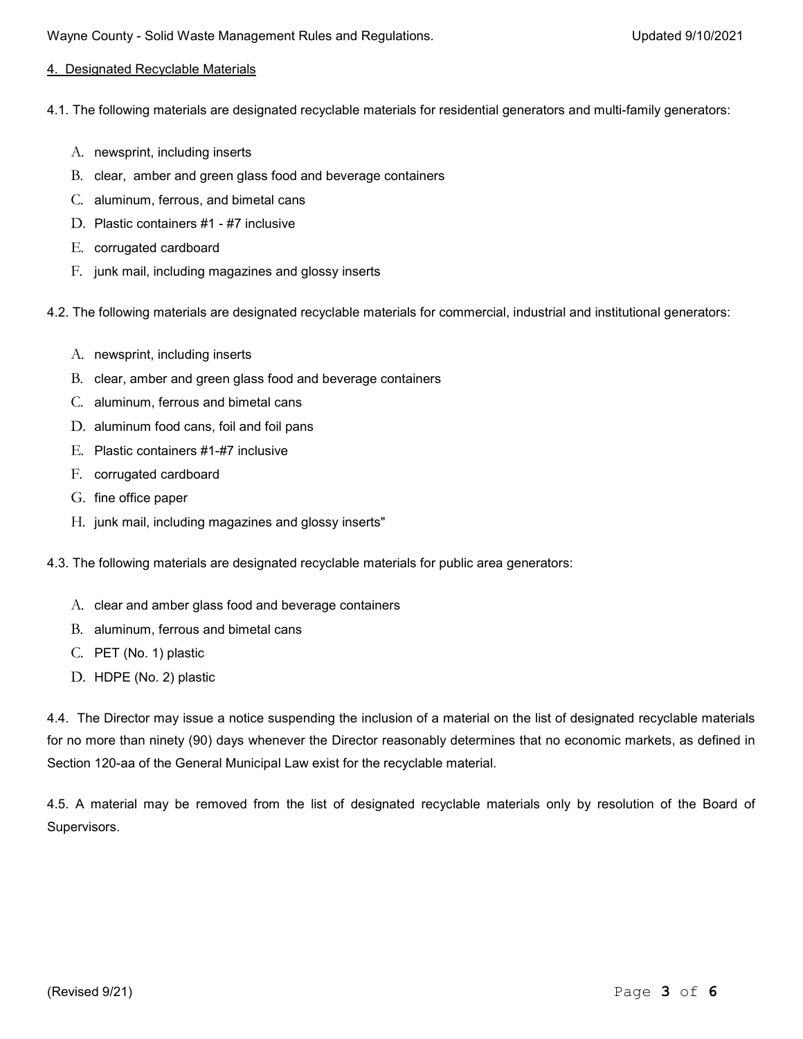## 4. Designated Recyclable Materials

4.1. The following materials are designated recyclable materials for residential generators and multi-family generators:

A. newsprint, including inserts
B. clear, amber and green glass food and beverage containers
C. aluminum, ferrous, and bimetal cans
D. Plastic containers #1 - #7 inclusive
E. corrugated cardboard
F. junk mail, including magazines and glossy inserts

4.2. The following materials are designated recyclable materials for commercial, industrial and institutional generators:

A. newsprint, including inserts
B. clear, amber and green glass food and beverage containers
C. aluminum, ferrous and bimetal cans
D. aluminum food cans, foil and foil pans
E. Plastic containers #1-#7 inclusive
F. corrugated cardboard
G. fine office paper
H. junk mail, including magazines and glossy inserts"

4.3. The following materials are designated recyclable materials for public area generators:

A. clear and amber glass food and beverage containers
B. aluminum, ferrous and bimetal cans
C. PET (No. 1) plastic
D. HDPE (No. 2) plastic

4.4. The Director may issue a notice suspending the inclusion of a material on the list of designated recyclable materials for no more than ninety (90) days whenever the Director reasonably determines that no economic markets, as defined in Section 120-aa of the General Municipal Law exist for the recyclable material.

4.5. A material may be removed from the list of designated recyclable materials only by resolution of the Board of Supervisors.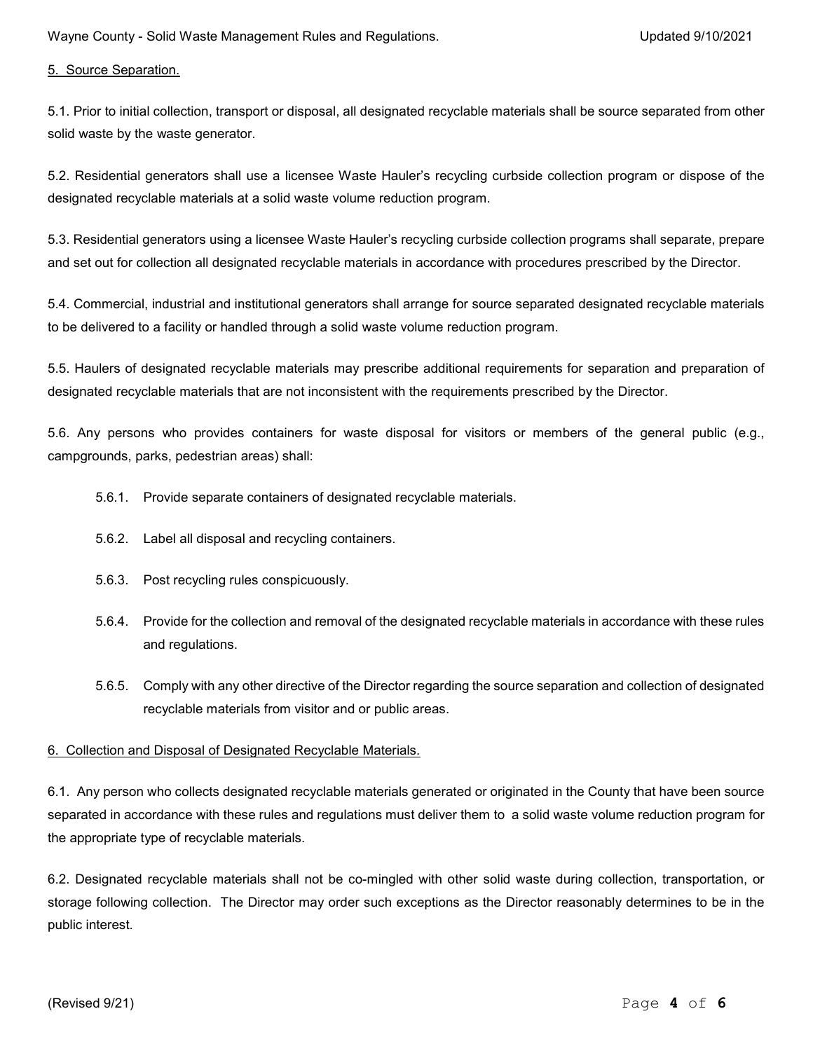5. Source Separation.

5.1. Prior to initial collection, transport or disposal, all designated recyclable materials shall be source separated from other solid waste by the waste generator.

5.2. Residential generators shall use a licensee Waste Hauler's recycling curbside collection program or dispose of the designated recyclable materials at a solid waste volume reduction program.

5.3. Residential generators using a licensee Waste Hauler's recycling curbside collection programs shall separate, prepare and set out for collection all designated recyclable materials in accordance with procedures prescribed by the Director.

5.4. Commercial, industrial and institutional generators shall arrange for source separated designated recyclable materials to be delivered to a facility or handled through a solid waste volume reduction program.

5.5. Haulers of designated recyclable materials may prescribe additional requirements for separation and preparation of designated recyclable materials that are not inconsistent with the requirements prescribed by the Director.

5.6. Any persons who provides containers for waste disposal for visitors or members of the general public (e.g., campgrounds, parks, pedestrian areas) shall:

- 5.6.1. Provide separate containers of designated recyclable materials.
- 5.6.2. Label all disposal and recycling containers.
- 5.6.3. Post recycling rules conspicuously.
- 5.6.4. Provide for the collection and removal of the designated recyclable materials in accordance with these rules and regulations.
- 5.6.5. Comply with any other directive of the Director regarding the source separation and collection of designated recyclable materials from visitor and or public areas.

6. Collection and Disposal of Designated Recyclable Materials.

6.1. Any person who collects designated recyclable materials generated or originated in the County that have been source separated in accordance with these rules and regulations must deliver them to a solid waste volume reduction program for the appropriate type of recyclable materials.

6.2. Designated recyclable materials shall not be co-mingled with other solid waste during collection, transportation, or storage following collection. The Director may order such exceptions as the Director reasonably determines to be in the public interest.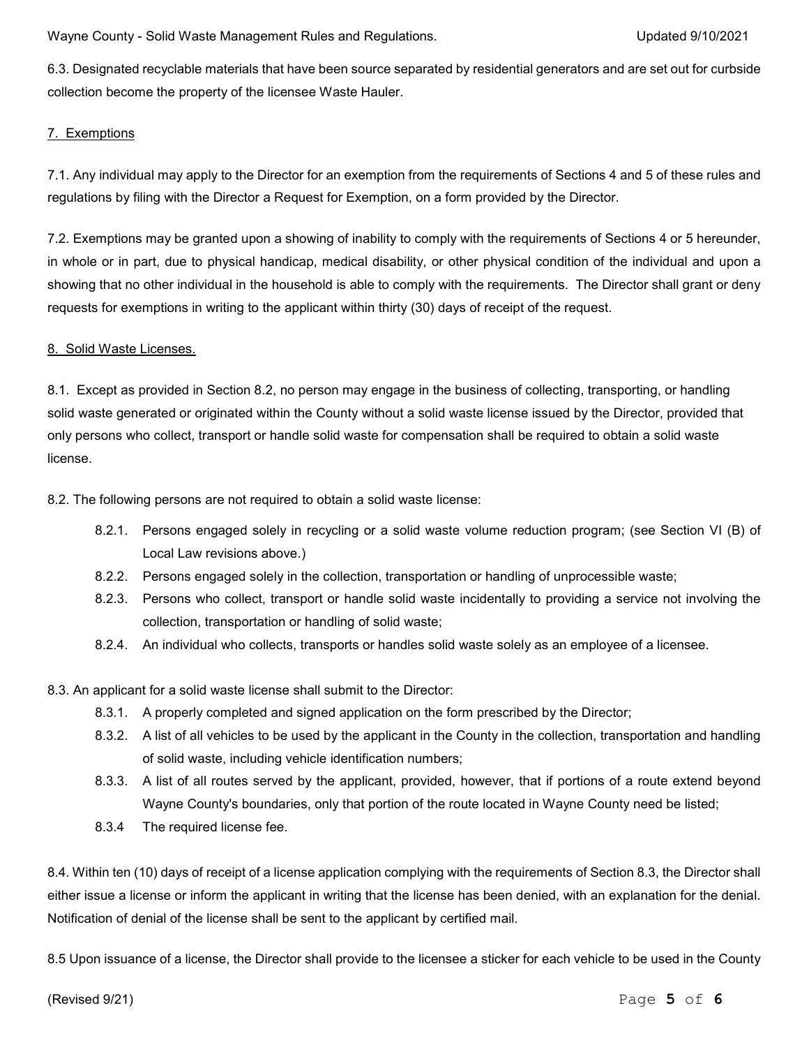6.3. Designated recyclable materials that have been source separated by residential generators and are set out for curbside collection become the property of the licensee Waste Hauler.

## 7. Exemptions

7.1. Any individual may apply to the Director for an exemption from the requirements of Sections 4 and 5 of these rules and regulations by filing with the Director a Request for Exemption, on a form provided by the Director.

7.2. Exemptions may be granted upon a showing of inability to comply with the requirements of Sections 4 or 5 hereunder, in whole or in part, due to physical handicap, medical disability, or other physical condition of the individual and upon a showing that no other individual in the household is able to comply with the requirements. The Director shall grant or deny requests for exemptions in writing to the applicant within thirty (30) days of receipt of the request.

## 8. Solid Waste Licenses.

8.1. Except as provided in Section 8.2, no person may engage in the business of collecting, transporting, or handling solid waste generated or originated within the County without a solid waste license issued by the Director, provided that only persons who collect, transport or handle solid waste for compensation shall be required to obtain a solid waste license.

8.2. The following persons are not required to obtain a solid waste license:

- 8.2.1. Persons engaged solely in recycling or a solid waste volume reduction program; (see Section VI (B) of Local Law revisions above.)
- 8.2.2. Persons engaged solely in the collection, transportation or handling of unprocessible waste;
- 8.2.3. Persons who collect, transport or handle solid waste incidentally to providing a service not involving the collection, transportation or handling of solid waste;
- 8.2.4. An individual who collects, transports or handles solid waste solely as an employee of a licensee.

8.3. An applicant for a solid waste license shall submit to the Director:

- 8.3.1. A properly completed and signed application on the form prescribed by the Director;
- 8.3.2. A list of all vehicles to be used by the applicant in the County in the collection, transportation and handling of solid waste, including vehicle identification numbers;
- 8.3.3. A list of all routes served by the applicant, provided, however, that if portions of a route extend beyond Wayne County's boundaries, only that portion of the route located in Wayne County need be listed;
- 8.3.4 The required license fee.

8.4. Within ten (10) days of receipt of a license application complying with the requirements of Section 8.3, the Director shall either issue a license or inform the applicant in writing that the license has been denied, with an explanation for the denial. Notification of denial of the license shall be sent to the applicant by certified mail.

8.5 Upon issuance of a license, the Director shall provide to the licensee a sticker for each vehicle to be used in the County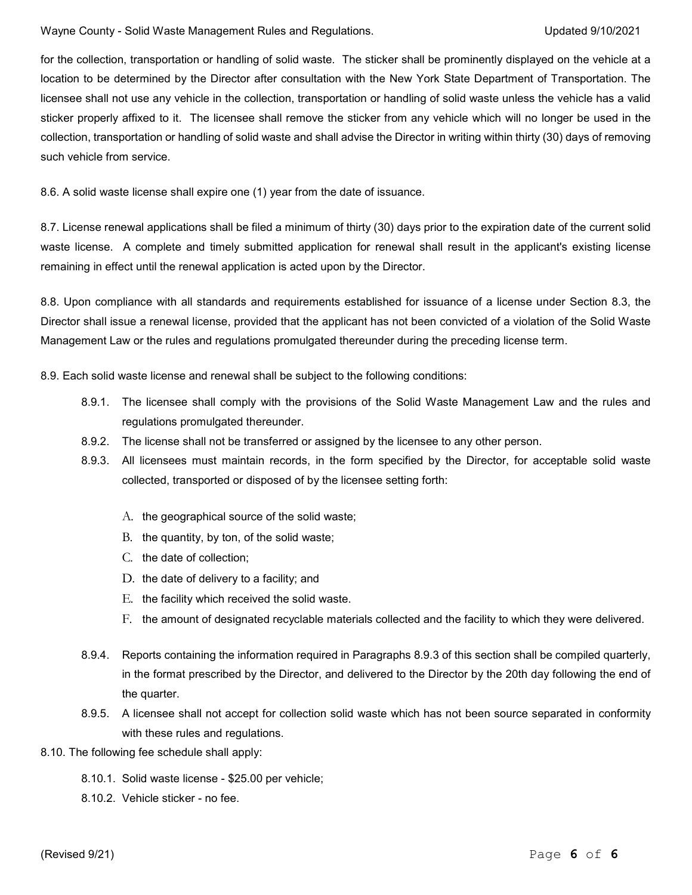for the collection, transportation or handling of solid waste. The sticker shall be prominently displayed on the vehicle at a location to be determined by the Director after consultation with the New York State Department of Transportation. The licensee shall not use any vehicle in the collection, transportation or handling of solid waste unless the vehicle has a valid sticker properly affixed to it. The licensee shall remove the sticker from any vehicle which will no longer be used in the collection, transportation or handling of solid waste and shall advise the Director in writing within thirty (30) days of removing such vehicle from service.

8.6. A solid waste license shall expire one (1) year from the date of issuance.

8.7. License renewal applications shall be filed a minimum of thirty (30) days prior to the expiration date of the current solid waste license. A complete and timely submitted application for renewal shall result in the applicant's existing license remaining in effect until the renewal application is acted upon by the Director.

8.8. Upon compliance with all standards and requirements established for issuance of a license under Section 8.3, the Director shall issue a renewal license, provided that the applicant has not been convicted of a violation of the Solid Waste Management Law or the rules and regulations promulgated thereunder during the preceding license term.

8.9. Each solid waste license and renewal shall be subject to the following conditions:

- 8.9.1. The licensee shall comply with the provisions of the Solid Waste Management Law and the rules and regulations promulgated thereunder.
- 8.9.2. The license shall not be transferred or assigned by the licensee to any other person.
- 8.9.3. All licensees must maintain records, in the form specified by the Director, for acceptable solid waste collected, transported or disposed of by the licensee setting forth:
  - A. the geographical source of the solid waste;
  - B. the quantity, by ton, of the solid waste;
  - C. the date of collection;
  - D. the date of delivery to a facility; and
  - E. the facility which received the solid waste.
  - F. the amount of designated recyclable materials collected and the facility to which they were delivered.
- 8.9.4. Reports containing the information required in Paragraphs 8.9.3 of this section shall be compiled quarterly, in the format prescribed by the Director, and delivered to the Director by the 20th day following the end of the quarter.
- 8.9.5. A licensee shall not accept for collection solid waste which has not been source separated in conformity with these rules and regulations.

8.10. The following fee schedule shall apply:

- 8.10.1. Solid waste license - $25.00 per vehicle;
- 8.10.2. Vehicle sticker - no fee.